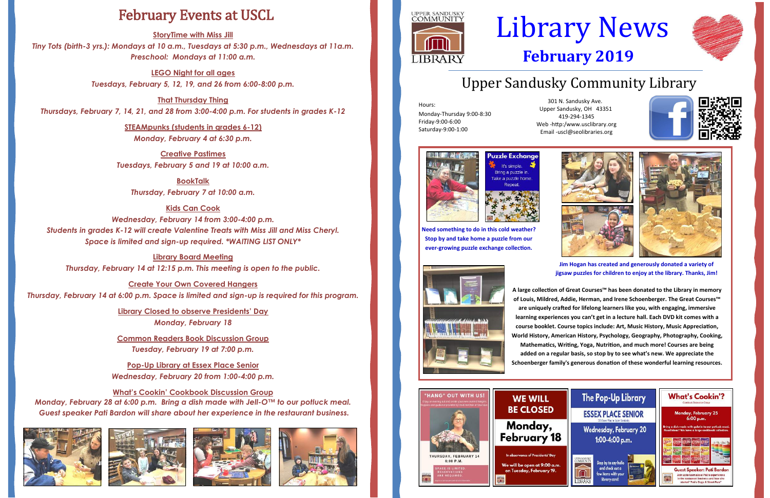# February Events at USCL

**StoryTime with Miss Jill**

*Tiny Tots (birth-3 yrs.): Mondays at 10 a.m., Tuesdays at 5:30 p.m., Wednesdays at 11a.m.*
*Preschool: Mondays at 11:00 a.m.*

**LEGO Night for all ages**

*Tuesdays, February 5, 12, 19, and 26 from 6:00-8:00 p.m.*

**That Thursday Thing**

*Thursdays, February 7, 14, 21, and 28 from 3:00-4:00 p.m. For students in grades K-12*

**STEAMpunks (students in grades 6-12)**

*Monday, February 4 at 6:30 p.m.*

**Creative Pastimes**

*Tuesdays, February 5 and 19 at 10:00 a.m.*

**BookTalk**

*Thursday, February 7 at 10:00 a.m.*

**Kids Can Cook**

*Wednesday, February 14 from 3:00-4:00 p.m.*
*Students in grades K-12 will create Valentine Treats with Miss Jill and Miss Cheryl.*
*Space is limited and sign-up required. *WAITING LIST ONLY**

**Library Board Meeting**

*Thursday, February 14 at 12:15 p.m. This meeting is open to the public.*

**Create Your Own Covered Hangers**

*Thursday, February 14 at 6:00 p.m. Space is limited and sign-up is required for this program.*

**Library Closed to observe Presidents' Day**

*Monday, February 18*

**Common Readers Book Discussion Group**

*Tuesday, February 19 at 7:00 p.m.*

**Pop-Up Library at Essex Place Senior**

*Wednesday, February 20 from 1:00-4:00 p.m.*

**What's Cookin' Cookbook Discussion Group**

*Monday, February 28 at 6:00 p.m. Bring a dish made with Jell-O™ to our potluck meal.*
*Guest speaker Pati Bardon will share about her experience in the restaurant business.*

# Library News

## February 2019

## Upper Sandusky Community Library

Hours:
Monday-Thursday 9:00-8:30
Friday-9:00-6:00
Saturday-9:00-1:00

301 N. Sandusky Ave.
Upper Sandusky, OH 43351
419-294-1345
Web -http:/www.usclibrary.org
Email -uscl@seolibraries.org

**Puzzle Exchange**
It's simple. Bring a puzzle in. Take a puzzle home. Repeat.

**Need something to do in this cold weather? Stop by and take home a puzzle from our ever-growing puzzle exchange collection.**

**Jim Hogan has created and generously donated a variety of jigsaw puzzles for children to enjoy at the library. Thanks, Jim!**

**A large collection of Great Courses™ has been donated to the Library in memory of Louis, Mildred, Addie, Herman, and Irene Schoenberger. The Great Courses™ are uniquely crafted for lifelong learners like you, with engaging, immersive learning experiences you can't get in a lecture hall. Each DVD kit comes with a course booklet. Course topics include: Art, Music History, Music Appreciation, World History, American History, Psychology, Geography, Photography, Cooking, Mathematics, Writing, Yoga, Nutrition, and much more! Courses are being added on a regular basis, so stop by to see what's new. We appreciate the Schoenberger family's generous donation of these wonderful learning resources.**

**"HANG" OUT WITH US!**
THURSDAY, FEBRUARY 14
6:00 P.M.
SPACE IS LIMITED. RESERVATIONS ARE REQUIRED.

**WE WILL BE CLOSED**
**Monday, February 18**
In observance of Presidents' Day
We will be open at 9:00 a.m. on Tuesday, February 19.

**The Pop-Up Library**
**ESSEX PLACE SENIOR**
Wednesday, February 20
1:00-4:00 p.m.
Stop by to say hello and check out a few items with your library card!

**What's Cookin'?**
Cookbook Discussion Group
Monday, February 25
6:00 p.m.
Guest Speaker: Pati Bardon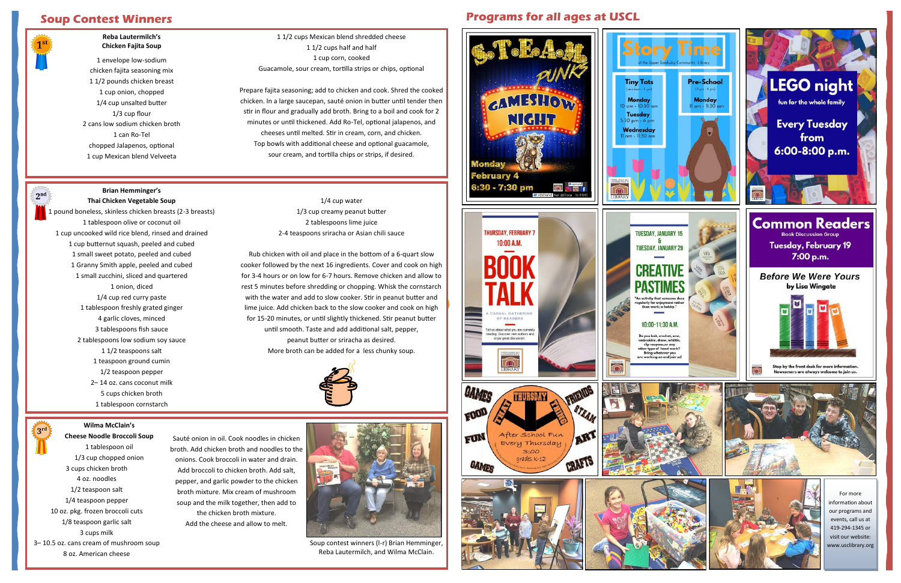## Soup Contest Winners

### 1st — Reba Lautermilch's Chicken Fajita Soup

1 envelope low-sodium chicken fajita seasoning mix
1 1/2 pounds chicken breast
1 cup onion, chopped
1/4 cup unsalted butter
1/3 cup flour
2 cans low sodium chicken broth
1 can Ro-Tel
chopped Jalapenos, optional
1 cup Mexican blend Velveeta
1 1/2 cups Mexican blend shredded cheese
1 1/2 cups half and half
1 cup corn, cooked
Guacamole, sour cream, tortilla strips or chips, optional

Prepare fajita seasoning; add to chicken and cook. Shred the cooked chicken. In a large saucepan, sauté onion in butter until tender then stir in flour and gradually add broth. Bring to a boil and cook for 2 minutes or until thickened. Add Ro-Tel, optional jalapenos, and cheeses until melted. Stir in cream, corn, and chicken. Top bowls with additional cheese and optional guacamole, sour cream, and tortilla chips or strips, if desired.

### 2nd — Brian Hemminger's Thai Chicken Vegetable Soup

1 pound boneless, skinless chicken breasts (2-3 breasts)
1 tablespoon olive or coconut oil
1 cup uncooked wild rice blend, rinsed and drained
1 cup butternut squash, peeled and cubed
1 small sweet potato, peeled and cubed
1 Granny Smith apple, peeled and cubed
1 small zucchini, sliced and quartered
1 onion, diced
1/4 cup red curry paste
1 tablespoon freshly grated ginger
4 garlic cloves, minced
3 tablespoons fish sauce
2 tablespoons low sodium soy sauce
1 1/2 teaspoons salt
1 teaspoon ground cumin
1/2 teaspoon pepper
2– 14 oz. cans coconut milk
5 cups chicken broth
1 tablespoon cornstarch
1/4 cup water
1/3 cup creamy peanut butter
2 tablespoons lime juice
2-4 teaspoons sriracha or Asian chili sauce

Rub chicken with oil and place in the bottom of a 6-quart slow cooker followed by the next 16 ingredients. Cover and cook on high for 3-4 hours or on low for 6-7 hours. Remove chicken and allow to rest 5 minutes before shredding or chopping. Whisk the cornstarch with the water and add to slow cooker. Stir in peanut butter and lime juice. Add chicken back to the slow cooker and cook on high for 15-20 minutes, or until slightly thickened. Stir peanut butter until smooth. Taste and add additional salt, pepper, peanut butter or sriracha as desired.
More broth can be added for a less chunky soup.

### 3rd — Wilma McClain's Cheese Noodle Broccoli Soup

1 tablespoon oil
1/3 cup chopped onion
3 cups chicken broth
4 oz. noodles
1/2 teaspoon salt
1/4 teaspoon pepper
10 oz. pkg. frozen broccoli cuts
1/8 teaspoon garlic salt
3 cups milk
3– 10.5 oz. cans cream of mushroom soup
8 oz. American cheese

Sauté onion in oil. Cook noodles in chicken broth. Add chicken broth and noodles to the onions. Cook broccoli in water and drain. Add broccoli to chicken broth. Add salt, pepper, and garlic powder to the chicken broth mixture. Mix cream of mushroom soup and the milk together, then add to the chicken broth mixture.
Add the cheese and allow to melt.

Soup contest winners (l-r) Brian Hemminger, Reba Lautermilch, and Wilma McClain.

## Programs for all ages at USCL

For more information about our programs and events, call us at 419-294-1345 or visit our website: www.usclibrary.org